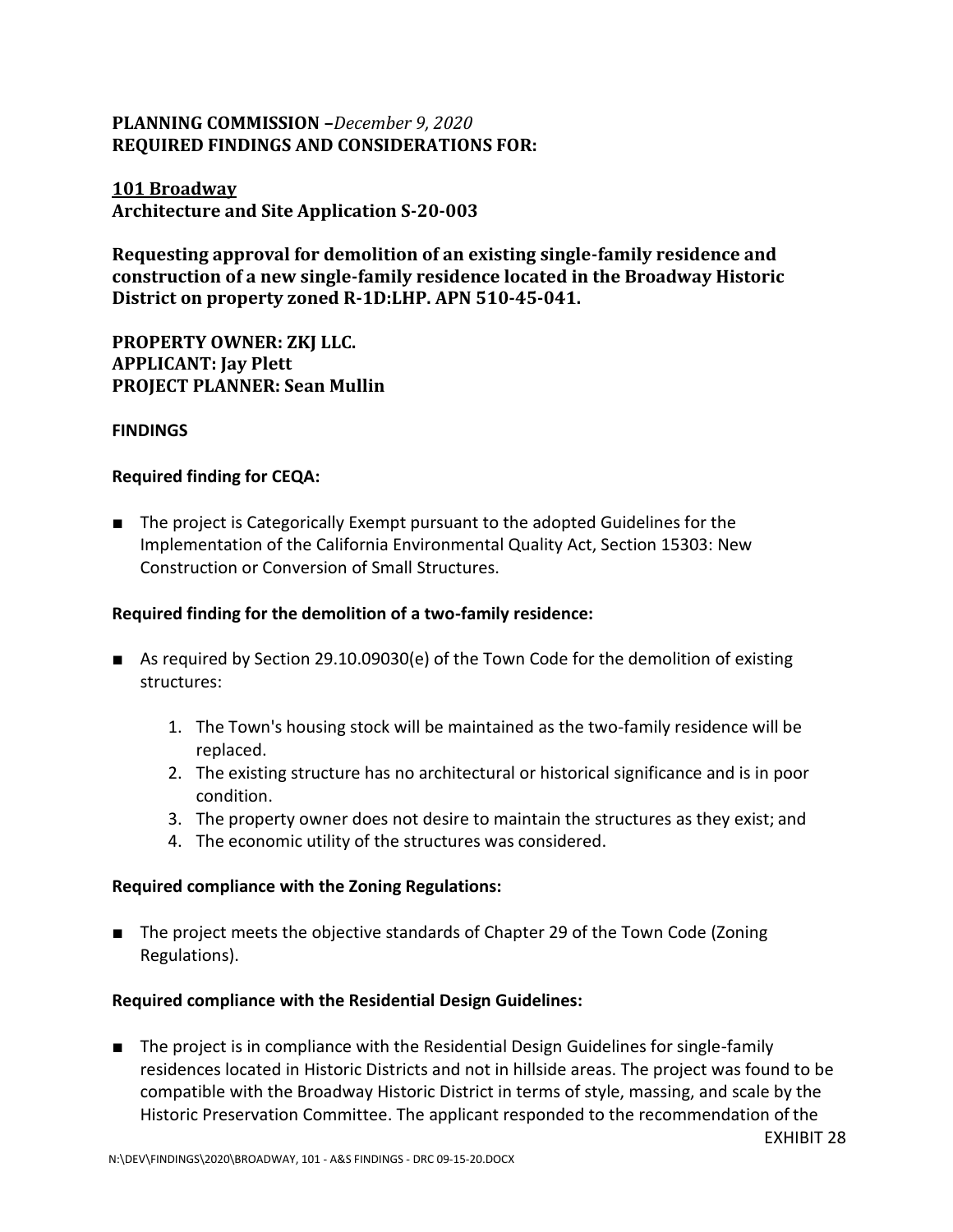**PLANNING COMMISSION –** *December 9, 2020*
**REQUIRED FINDINGS AND CONSIDERATIONS FOR:**

**101 Broadway**
**Architecture and Site Application S-20-003**

**Requesting approval for demolition of an existing single-family residence and construction of a new single-family residence located in the Broadway Historic District on property zoned R-1D:LHP. APN 510-45-041.**

**PROPERTY OWNER: ZKJ LLC.**
**APPLICANT: Jay Plett**
**PROJECT PLANNER: Sean Mullin**

**FINDINGS**

**Required finding for CEQA:**

- The project is Categorically Exempt pursuant to the adopted Guidelines for the Implementation of the California Environmental Quality Act, Section 15303: New Construction or Conversion of Small Structures.

**Required finding for the demolition of a two-family residence:**

- As required by Section 29.10.09030(e) of the Town Code for the demolition of existing structures:
    1. The Town's housing stock will be maintained as the two-family residence will be replaced.
    2. The existing structure has no architectural or historical significance and is in poor condition.
    3. The property owner does not desire to maintain the structures as they exist; and
    4. The economic utility of the structures was considered.

**Required compliance with the Zoning Regulations:**

- The project meets the objective standards of Chapter 29 of the Town Code (Zoning Regulations).

**Required compliance with the Residential Design Guidelines:**

- The project is in compliance with the Residential Design Guidelines for single-family residences located in Historic Districts and not in hillside areas. The project was found to be compatible with the Broadway Historic District in terms of style, massing, and scale by the Historic Preservation Committee. The applicant responded to the recommendation of the

EXHIBIT 28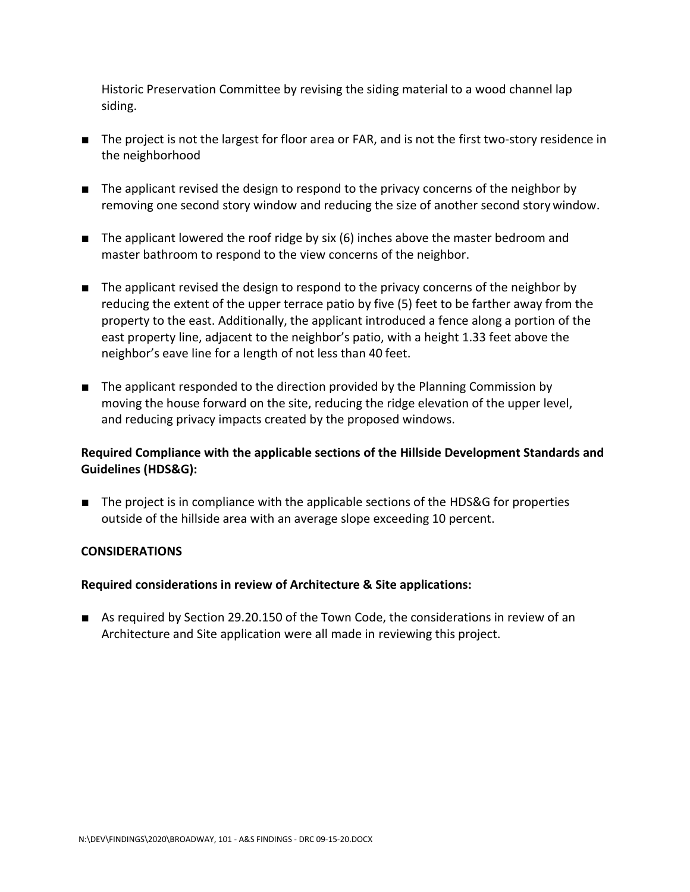Historic Preservation Committee by revising the siding material to a wood channel lap siding.

- The project is not the largest for floor area or FAR, and is not the first two-story residence in the neighborhood

- The applicant revised the design to respond to the privacy concerns of the neighbor by removing one second story window and reducing the size of another second story window.

- The applicant lowered the roof ridge by six (6) inches above the master bedroom and master bathroom to respond to the view concerns of the neighbor.

- The applicant revised the design to respond to the privacy concerns of the neighbor by reducing the extent of the upper terrace patio by five (5) feet to be farther away from the property to the east. Additionally, the applicant introduced a fence along a portion of the east property line, adjacent to the neighbor's patio, with a height 1.33 feet above the neighbor's eave line for a length of not less than 40 feet.

- The applicant responded to the direction provided by the Planning Commission by moving the house forward on the site, reducing the ridge elevation of the upper level, and reducing privacy impacts created by the proposed windows.

**Required Compliance with the applicable sections of the Hillside Development Standards and Guidelines (HDS&G):**

- The project is in compliance with the applicable sections of the HDS&G for properties outside of the hillside area with an average slope exceeding 10 percent.

**CONSIDERATIONS**

**Required considerations in review of Architecture & Site applications:**

- As required by Section 29.20.150 of the Town Code, the considerations in review of an Architecture and Site application were all made in reviewing this project.

N:\DEV\FINDINGS\2020\BROADWAY, 101 - A&S FINDINGS - DRC 09-15-20.DOCX